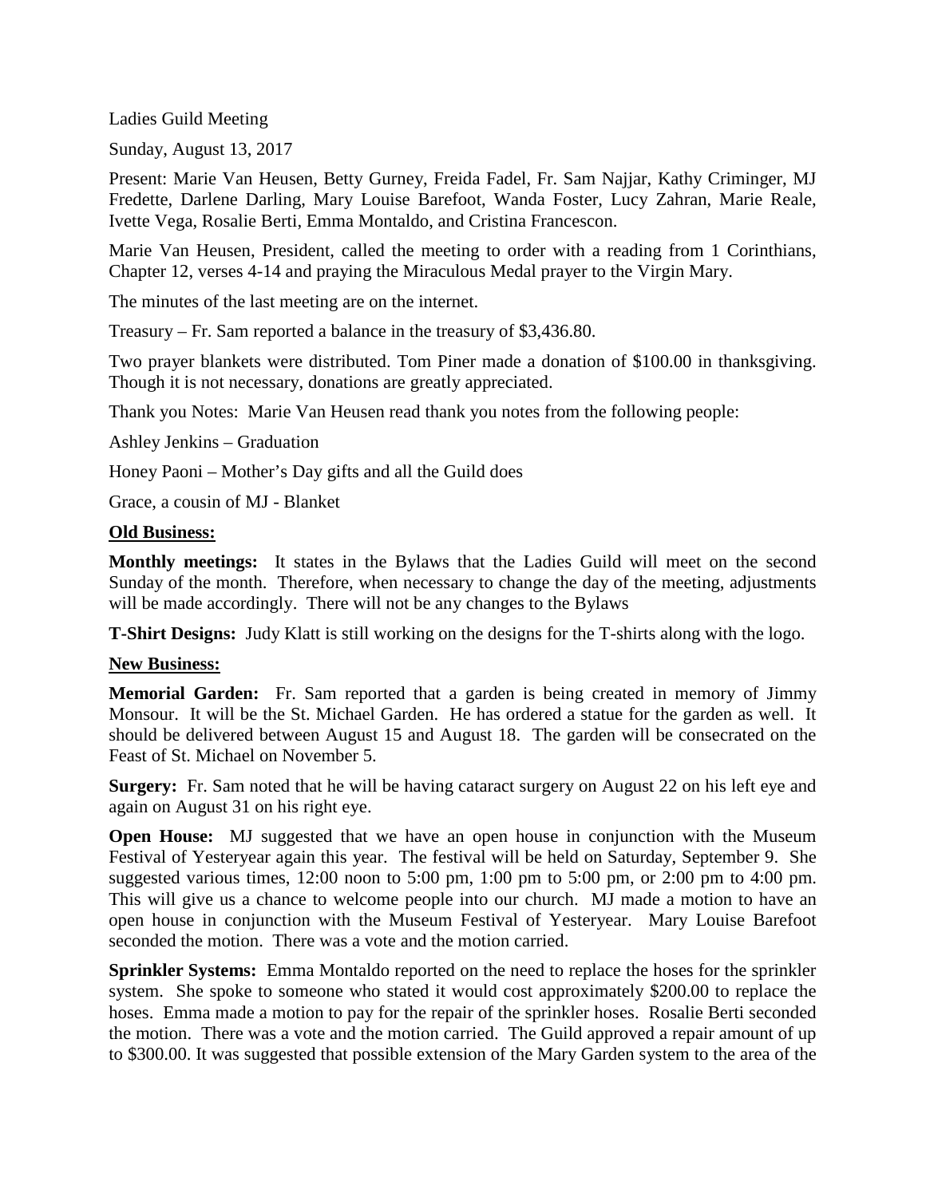Ladies Guild Meeting

Sunday, August 13, 2017

Present: Marie Van Heusen, Betty Gurney, Freida Fadel, Fr. Sam Najjar, Kathy Criminger, MJ Fredette, Darlene Darling, Mary Louise Barefoot, Wanda Foster, Lucy Zahran, Marie Reale, Ivette Vega, Rosalie Berti, Emma Montaldo, and Cristina Francescon.

Marie Van Heusen, President, called the meeting to order with a reading from 1 Corinthians, Chapter 12, verses 4-14 and praying the Miraculous Medal prayer to the Virgin Mary.

The minutes of the last meeting are on the internet.

Treasury – Fr. Sam reported a balance in the treasury of $3,436.80.

Two prayer blankets were distributed. Tom Piner made a donation of $100.00 in thanksgiving. Though it is not necessary, donations are greatly appreciated.

Thank you Notes: Marie Van Heusen read thank you notes from the following people:

Ashley Jenkins – Graduation

Honey Paoni – Mother's Day gifts and all the Guild does

Grace, a cousin of MJ - Blanket

**Old Business:**

**Monthly meetings:** It states in the Bylaws that the Ladies Guild will meet on the second Sunday of the month. Therefore, when necessary to change the day of the meeting, adjustments will be made accordingly. There will not be any changes to the Bylaws

**T-Shirt Designs:** Judy Klatt is still working on the designs for the T-shirts along with the logo.

**New Business:**

**Memorial Garden:** Fr. Sam reported that a garden is being created in memory of Jimmy Monsour. It will be the St. Michael Garden. He has ordered a statue for the garden as well. It should be delivered between August 15 and August 18. The garden will be consecrated on the Feast of St. Michael on November 5.

**Surgery:** Fr. Sam noted that he will be having cataract surgery on August 22 on his left eye and again on August 31 on his right eye.

**Open House:** MJ suggested that we have an open house in conjunction with the Museum Festival of Yesteryear again this year. The festival will be held on Saturday, September 9. She suggested various times, 12:00 noon to 5:00 pm, 1:00 pm to 5:00 pm, or 2:00 pm to 4:00 pm. This will give us a chance to welcome people into our church. MJ made a motion to have an open house in conjunction with the Museum Festival of Yesteryear. Mary Louise Barefoot seconded the motion. There was a vote and the motion carried.

**Sprinkler Systems:** Emma Montaldo reported on the need to replace the hoses for the sprinkler system. She spoke to someone who stated it would cost approximately $200.00 to replace the hoses. Emma made a motion to pay for the repair of the sprinkler hoses. Rosalie Berti seconded the motion. There was a vote and the motion carried. The Guild approved a repair amount of up to $300.00. It was suggested that possible extension of the Mary Garden system to the area of the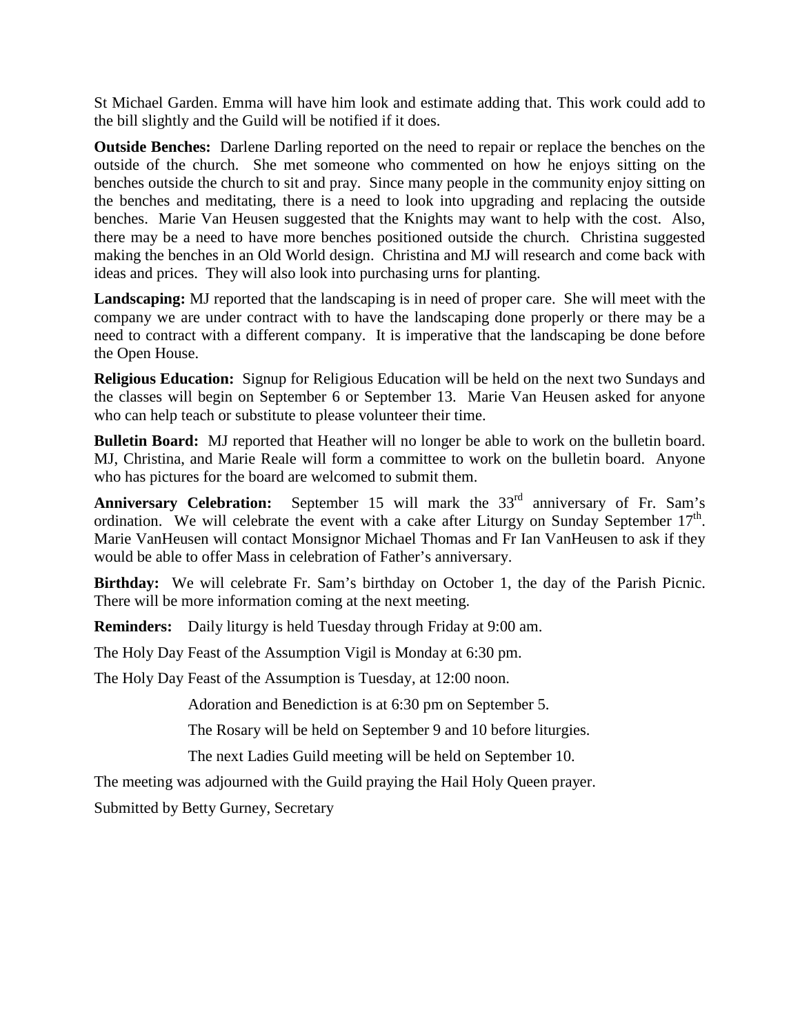St Michael Garden. Emma will have him look and estimate adding that. This work could add to the bill slightly and the Guild will be notified if it does.

**Outside Benches:** Darlene Darling reported on the need to repair or replace the benches on the outside of the church. She met someone who commented on how he enjoys sitting on the benches outside the church to sit and pray. Since many people in the community enjoy sitting on the benches and meditating, there is a need to look into upgrading and replacing the outside benches. Marie Van Heusen suggested that the Knights may want to help with the cost. Also, there may be a need to have more benches positioned outside the church. Christina suggested making the benches in an Old World design. Christina and MJ will research and come back with ideas and prices. They will also look into purchasing urns for planting.

**Landscaping:** MJ reported that the landscaping is in need of proper care. She will meet with the company we are under contract with to have the landscaping done properly or there may be a need to contract with a different company. It is imperative that the landscaping be done before the Open House.

**Religious Education:** Signup for Religious Education will be held on the next two Sundays and the classes will begin on September 6 or September 13. Marie Van Heusen asked for anyone who can help teach or substitute to please volunteer their time.

**Bulletin Board:** MJ reported that Heather will no longer be able to work on the bulletin board. MJ, Christina, and Marie Reale will form a committee to work on the bulletin board. Anyone who has pictures for the board are welcomed to submit them.

**Anniversary Celebration:** September 15 will mark the 33rd anniversary of Fr. Sam's ordination. We will celebrate the event with a cake after Liturgy on Sunday September 17th. Marie VanHeusen will contact Monsignor Michael Thomas and Fr Ian VanHeusen to ask if they would be able to offer Mass in celebration of Father's anniversary.

**Birthday:** We will celebrate Fr. Sam's birthday on October 1, the day of the Parish Picnic. There will be more information coming at the next meeting.

**Reminders:** Daily liturgy is held Tuesday through Friday at 9:00 am.

The Holy Day Feast of the Assumption Vigil is Monday at 6:30 pm.

The Holy Day Feast of the Assumption is Tuesday, at 12:00 noon.

Adoration and Benediction is at 6:30 pm on September 5.

The Rosary will be held on September 9 and 10 before liturgies.

The next Ladies Guild meeting will be held on September 10.

The meeting was adjourned with the Guild praying the Hail Holy Queen prayer.

Submitted by Betty Gurney, Secretary